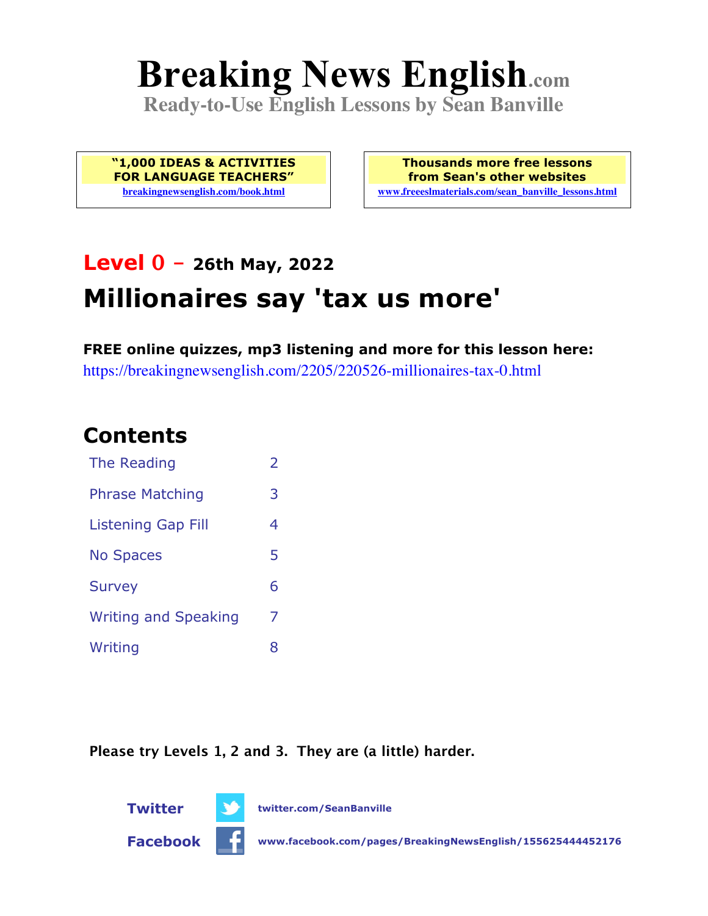# Breaking News English.com

**Ready-to-Use English Lessons by Sean Banville**

**"1,000 IDEAS & ACTIVITIES FOR LANGUAGE TEACHERS"**
breakingnewsenglish.com/book.html

**Thousands more free lessons from Sean's other websites**
www.freeeslmaterials.com/sean_banville_lessons.html

## Level 0 – 26th May, 2022

# Millionaires say 'tax us more'

**FREE online quizzes, mp3 listening and more for this lesson here:**
https://breakingnewsenglish.com/2205/220526-millionaires-tax-0.html

## Contents

| | |
|---|---|
| The Reading | 2 |
| Phrase Matching | 3 |
| Listening Gap Fill | 4 |
| No Spaces | 5 |
| Survey | 6 |
| Writing and Speaking | 7 |
| Writing | 8 |

**Please try Levels 1, 2 and 3. They are (a little) harder.**

**Twitter** twitter.com/SeanBanville

**Facebook** www.facebook.com/pages/BreakingNewsEnglish/155625444452176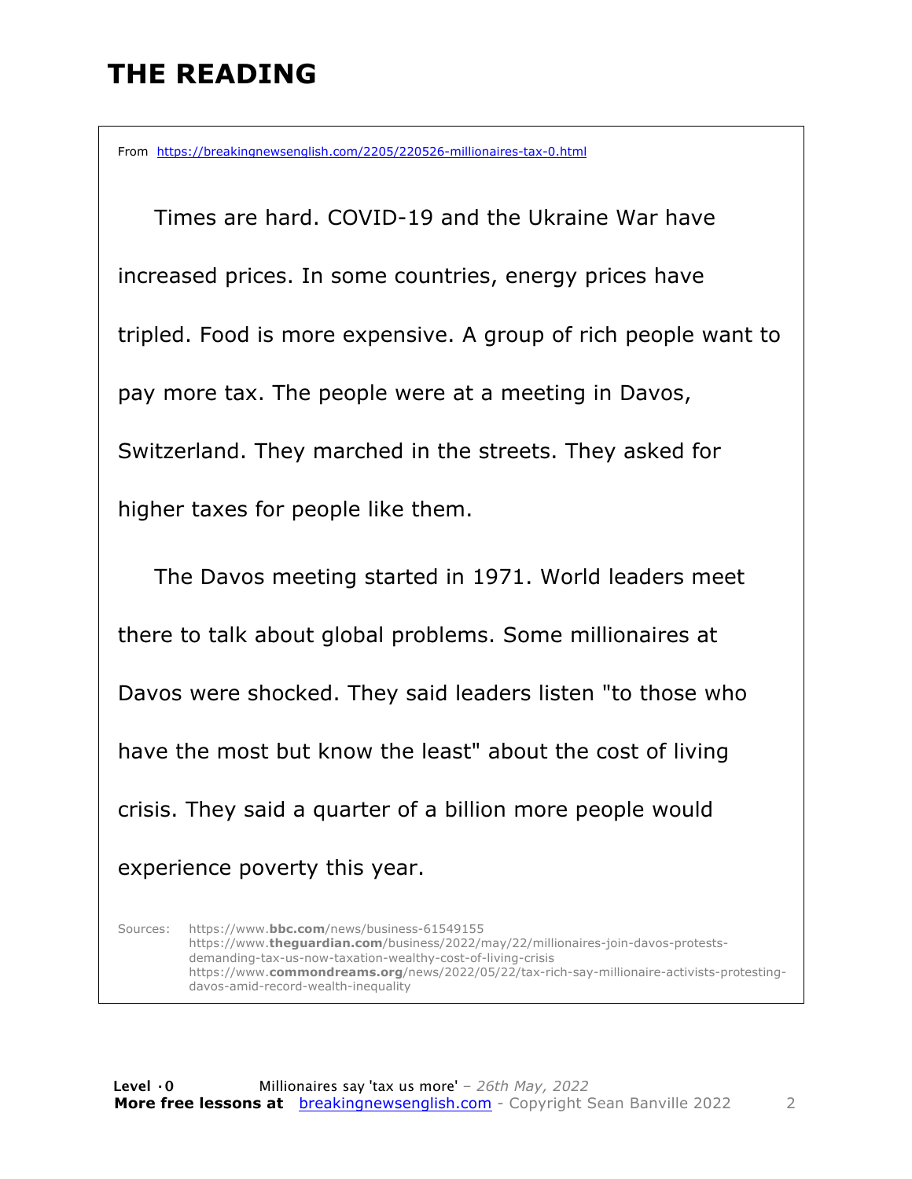# THE READING

From https://breakingnewsenglish.com/2205/220526-millionaires-tax-0.html

Times are hard. COVID-19 and the Ukraine War have increased prices. In some countries, energy prices have tripled. Food is more expensive. A group of rich people want to pay more tax. The people were at a meeting in Davos, Switzerland. They marched in the streets. They asked for higher taxes for people like them.

The Davos meeting started in 1971. World leaders meet there to talk about global problems. Some millionaires at Davos were shocked. They said leaders listen "to those who have the most but know the least" about the cost of living crisis. They said a quarter of a billion more people would experience poverty this year.

Sources:
https://www.bbc.com/news/business-61549155
https://www.theguardian.com/business/2022/may/22/millionaires-join-davos-protests-demanding-tax-us-now-taxation-wealthy-cost-of-living-crisis
https://www.commondreams.org/news/2022/05/22/tax-rich-say-millionaire-activists-protesting-davos-amid-record-wealth-inequality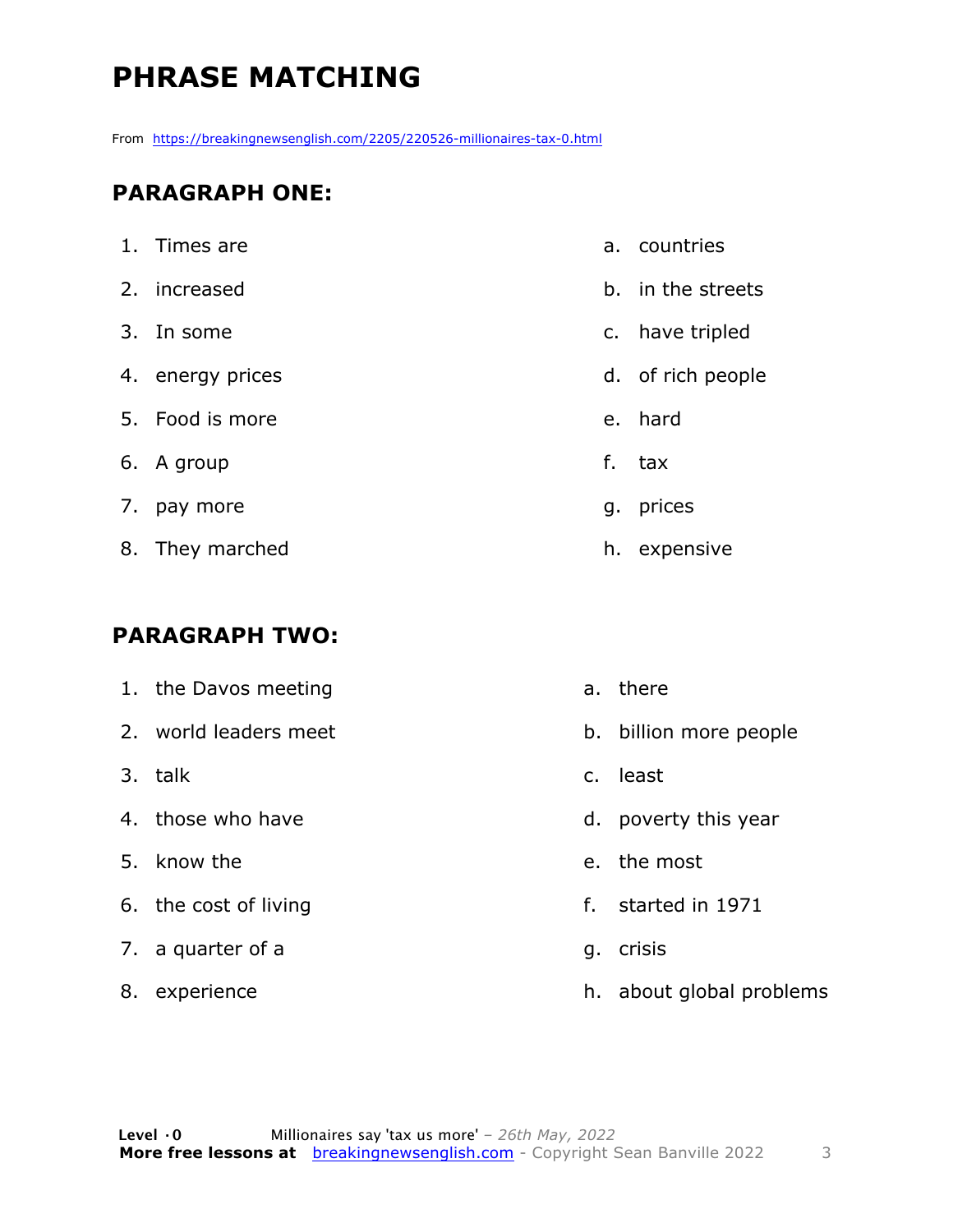# PHRASE MATCHING

From https://breakingnewsenglish.com/2205/220526-millionaires-tax-0.html

## PARAGRAPH ONE:

1. Times are
2. increased
3. In some
4. energy prices
5. Food is more
6. A group
7. pay more
8. They marched

a. countries
b. in the streets
c. have tripled
d. of rich people
e. hard
f. tax
g. prices
h. expensive

## PARAGRAPH TWO:

1. the Davos meeting
2. world leaders meet
3. talk
4. those who have
5. know the
6. the cost of living
7. a quarter of a
8. experience

a. there
b. billion more people
c. least
d. poverty this year
e. the most
f. started in 1971
g. crisis
h. about global problems

**Level ·0** Millionaires say 'tax us more' – *26th May, 2022*
**More free lessons at** breakingnewsenglish.com - Copyright Sean Banville 2022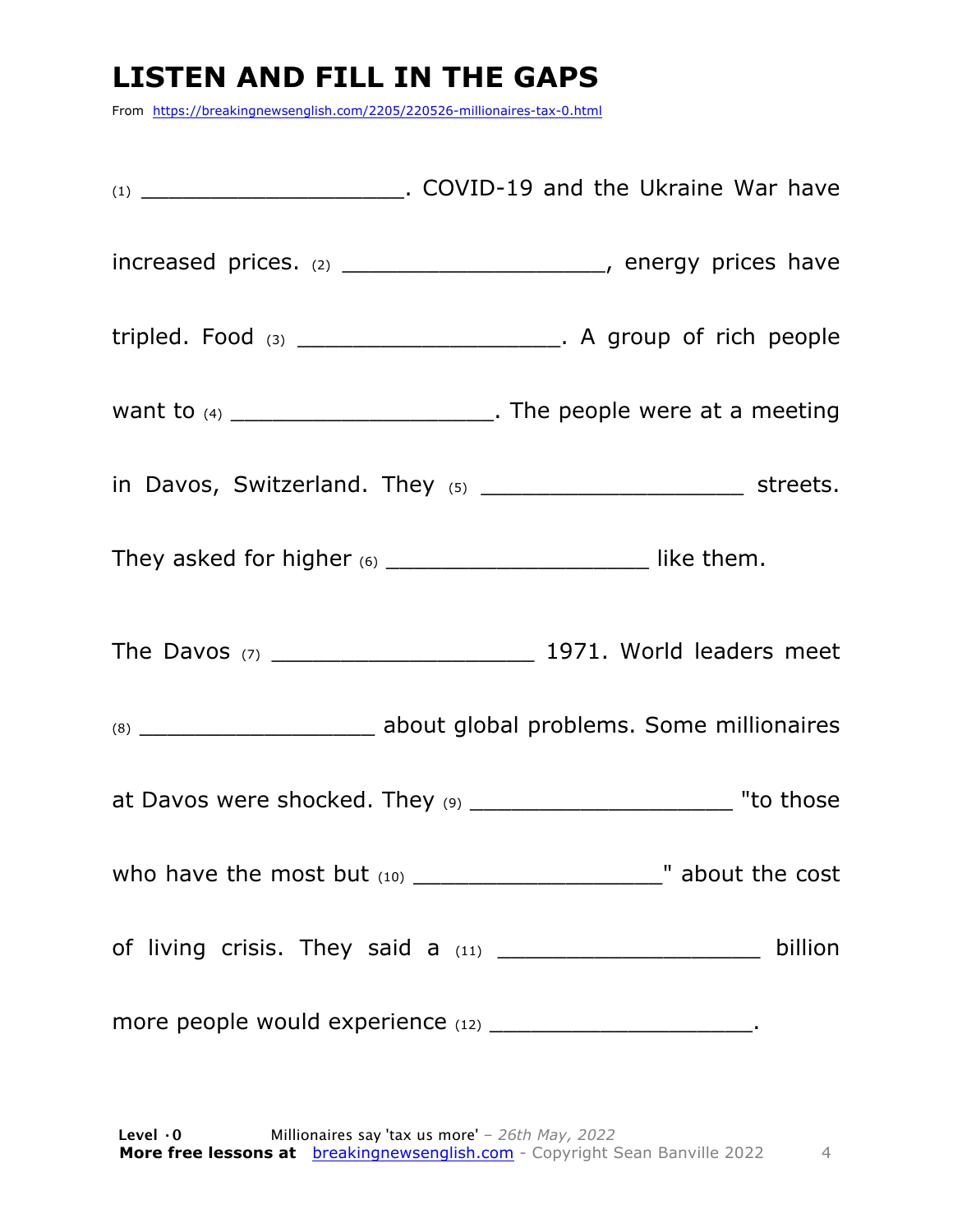# LISTEN AND FILL IN THE GAPS

From https://breakingnewsenglish.com/2205/220526-millionaires-tax-0.html

(1) ___________________. COVID-19 and the Ukraine War have increased prices. (2) ___________________, energy prices have tripled. Food (3) ___________________. A group of rich people want to (4) ___________________. The people were at a meeting in Davos, Switzerland. They (5) ___________________ streets. They asked for higher (6) ___________________ like them.

The Davos (7) ___________________ 1971. World leaders meet (8) ___________________ about global problems. Some millionaires at Davos were shocked. They (9) ___________________ "to those who have the most but (10) ___________________" about the cost of living crisis. They said a (11) ___________________ billion more people would experience (12) ___________________.

**Level · 0** Millionaires say 'tax us more' – *26th May, 2022*
**More free lessons at** breakingnewsenglish.com - Copyright Sean Banville 2022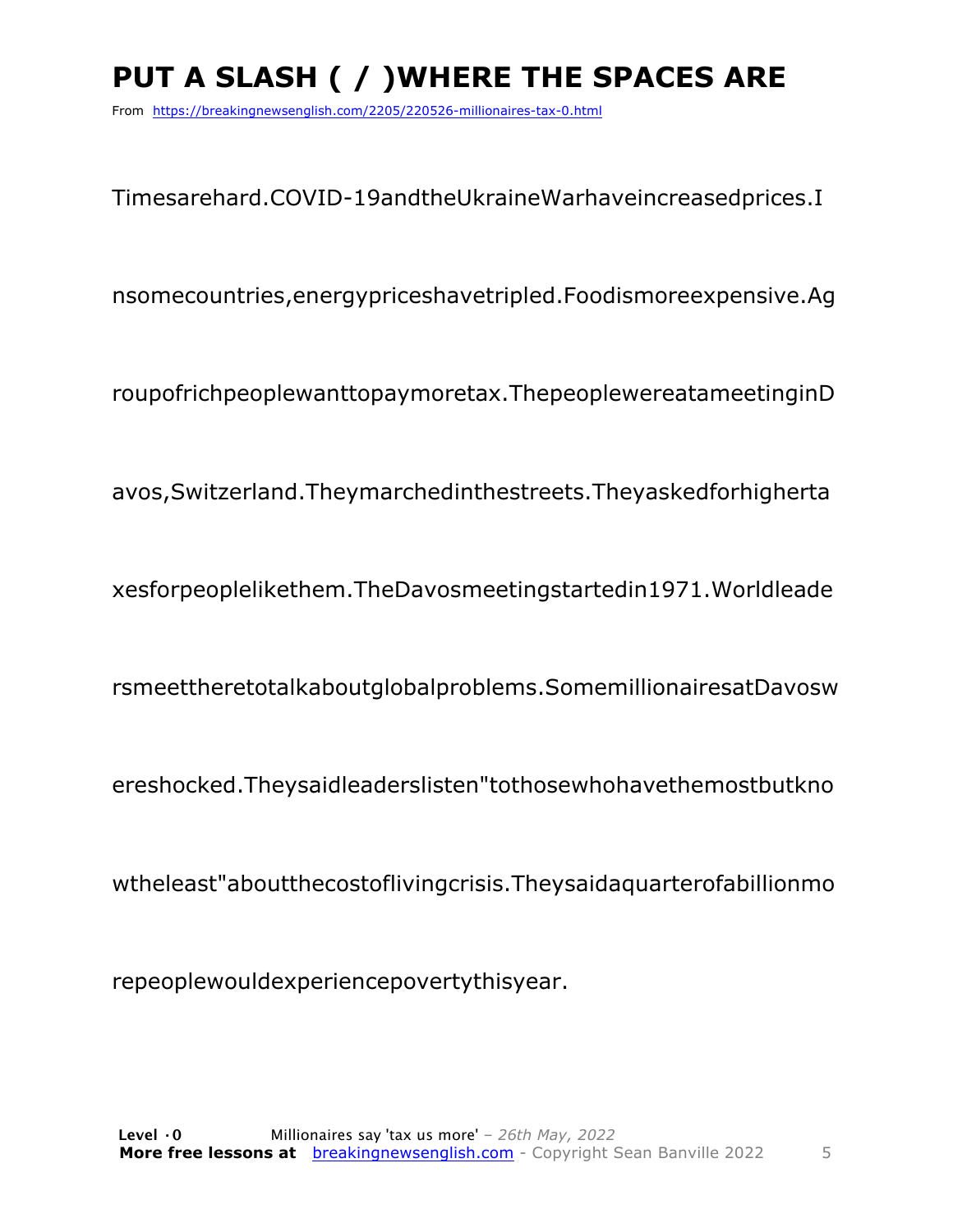# PUT A SLASH ( / )WHERE THE SPACES ARE

From https://breakingnewsenglish.com/2205/220526-millionaires-tax-0.html

Timesarehard.COVID-19andtheUkraineWarhaveincreasedprices.I

nsomecountries,energypriceshavetripled.Foodismoreexpensive.Ag

roupofrichpeoplewanttopaymoretax.ThepeoplewereatameetinginD

avos,Switzerland.Theymarchedinthestreets.Theyaskedforhigherta

xesforpeoplelikethem.TheDavosmeetingstartedin1971.Worldleade

rsmeettheretotalkaboutglobalproblems.SomemillionairesatDavosw

ereshocked.Theysaidleaderslisten"tothosewhohavethemostbutkno

wtheleast"aboutthecostoflivingcrisis.Theysaidaquarterofabillionmo

repeoplewouldexperiencepovertythisyear.

**Level ·0** Millionaires say 'tax us more' – *26th May, 2022*
**More free lessons at** breakingnewsenglish.com - Copyright Sean Banville 2022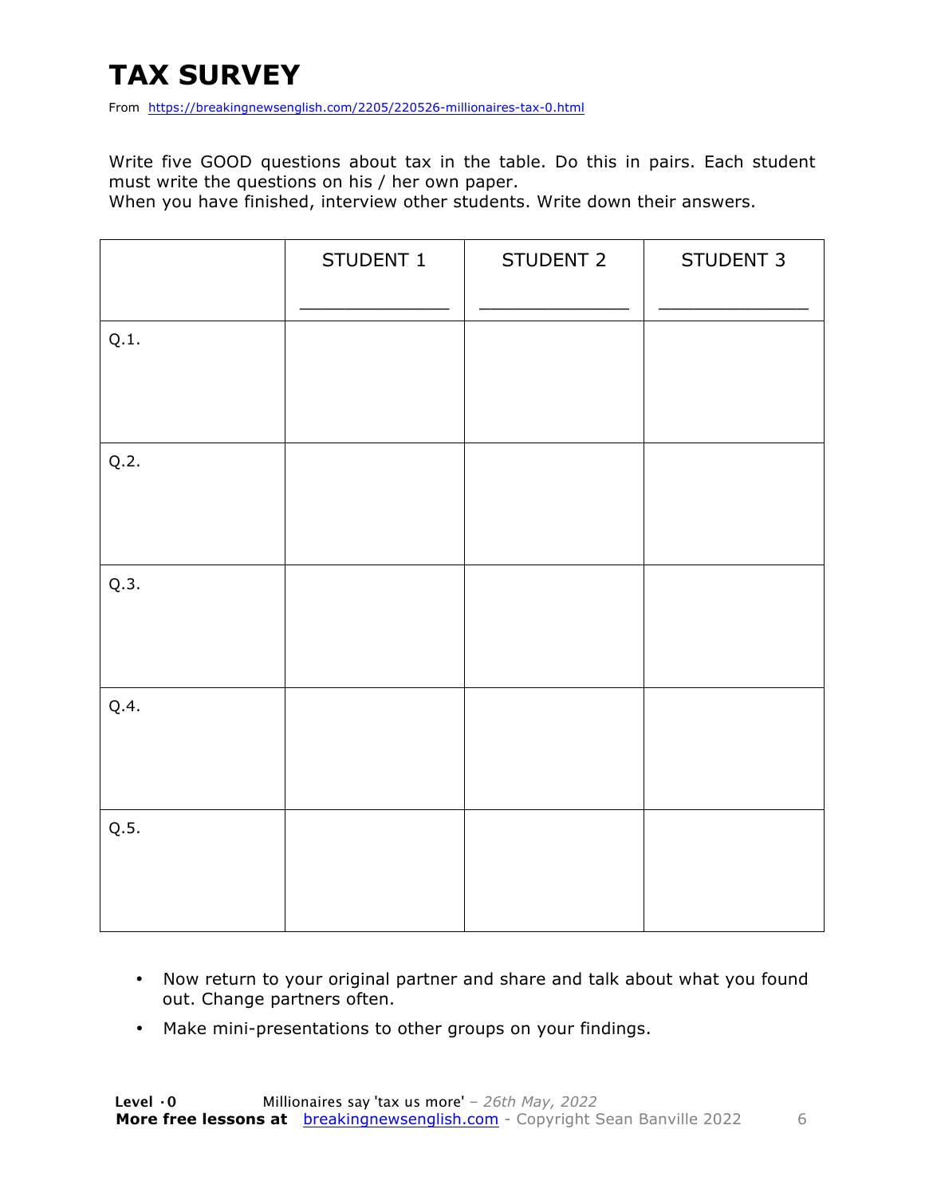# TAX SURVEY

From https://breakingnewsenglish.com/2205/220526-millionaires-tax-0.html

Write five GOOD questions about tax in the table. Do this in pairs. Each student must write the questions on his / her own paper.
When you have finished, interview other students. Write down their answers.

| | STUDENT 1<br>_____________ | STUDENT 2<br>_____________ | STUDENT 3<br>_____________ |
|---|---|---|---|
| Q.1. | | | |
| Q.2. | | | |
| Q.3. | | | |
| Q.4. | | | |
| Q.5. | | | |

- Now return to your original partner and share and talk about what you found out. Change partners often.
- Make mini-presentations to other groups on your findings.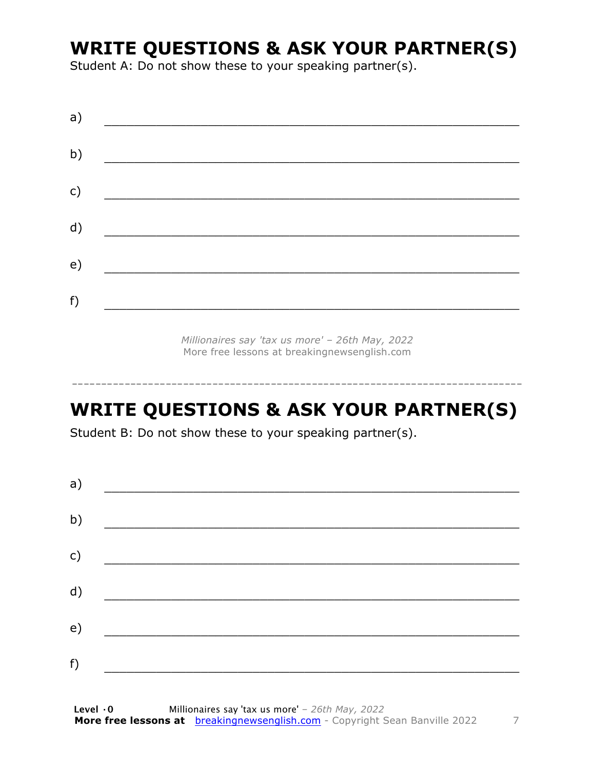# WRITE QUESTIONS & ASK YOUR PARTNER(S)

Student A: Do not show these to your speaking partner(s).

a) ___________________________________________________________

b) ___________________________________________________________

c) ___________________________________________________________

d) ___________________________________________________________

e) ___________________________________________________________

f) ___________________________________________________________

*Millionaires say 'tax us more' – 26th May, 2022*
More free lessons at breakingnewsenglish.com

---

# WRITE QUESTIONS & ASK YOUR PARTNER(S)

Student B: Do not show these to your speaking partner(s).

a) ___________________________________________________________

b) ___________________________________________________________

c) ___________________________________________________________

d) ___________________________________________________________

e) ___________________________________________________________

f) ___________________________________________________________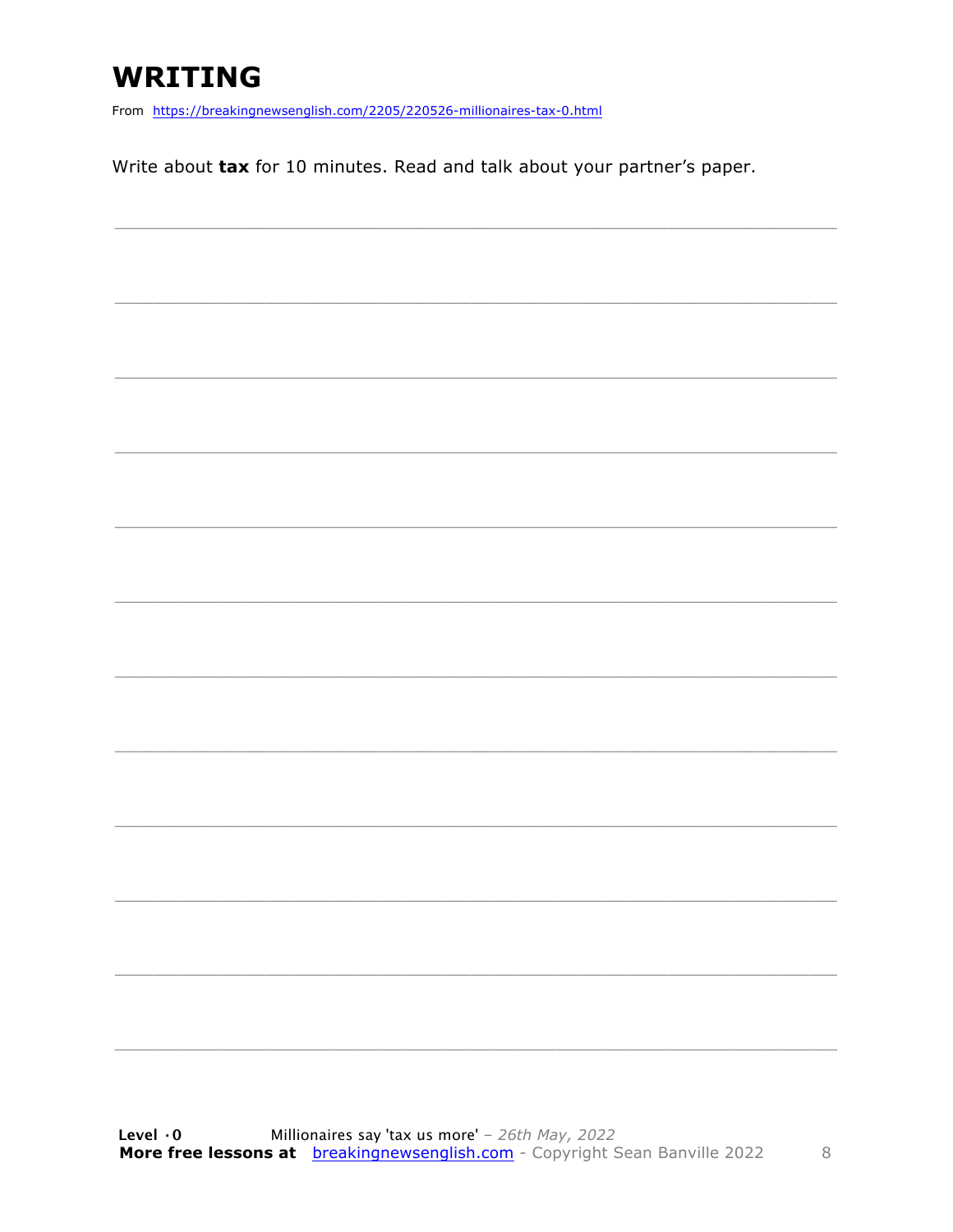# WRITING

From https://breakingnewsenglish.com/2205/220526-millionaires-tax-0.html

Write about **tax** for 10 minutes. Read and talk about your partner's paper.